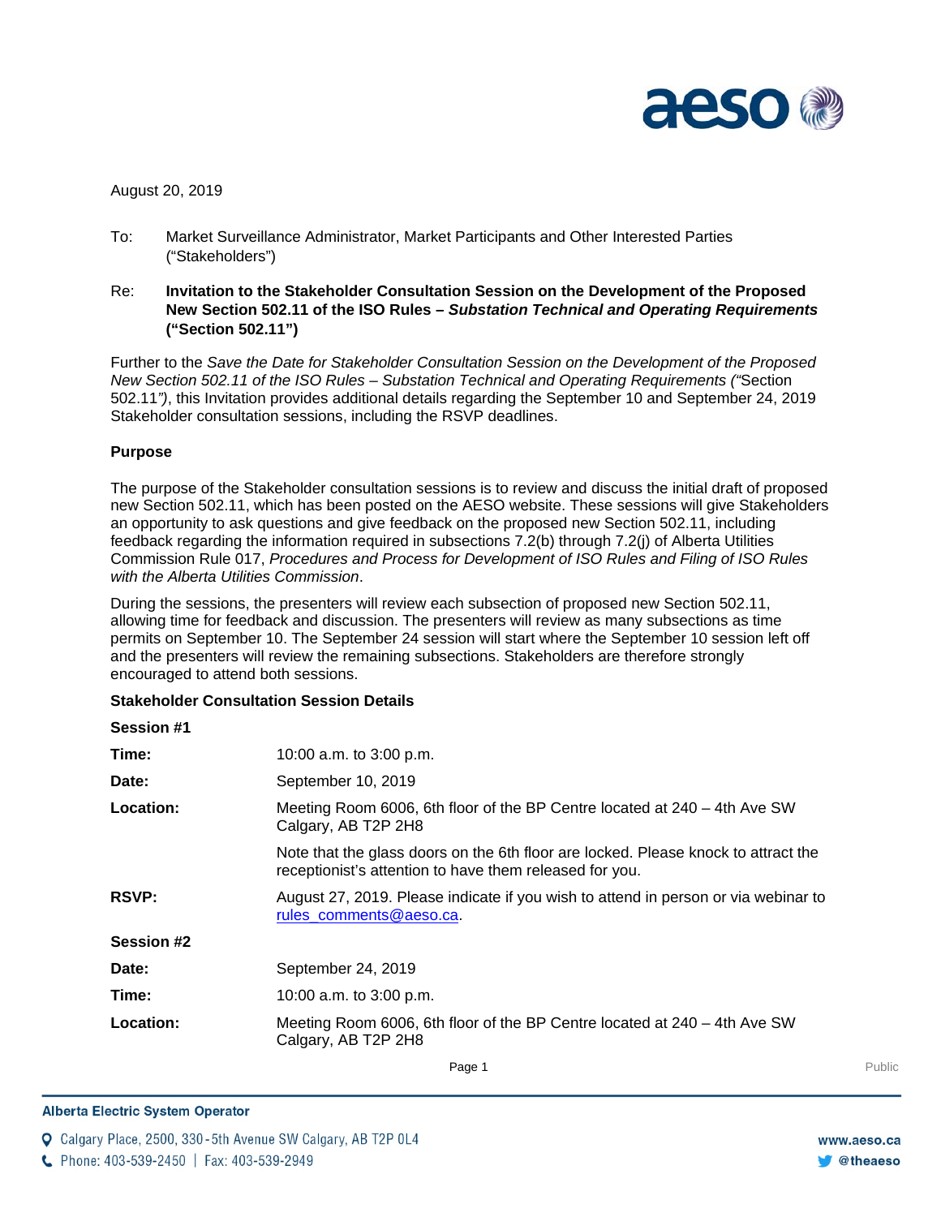August 20, 2019

To: Market Surveillance Administrator, Market Participants and Other Interested Parties ("Stakeholders")

Re: **Invitation to the Stakeholder Consultation Session on the Development of the Proposed New Section 502.11 of the ISO Rules – *Substation Technical and Operating Requirements* ("Section 502.11")**

Further to the *Save the Date for Stakeholder Consultation Session on the Development of the Proposed New Section 502.11 of the ISO Rules – Substation Technical and Operating Requirements ("*Section 502.11*")*, this Invitation provides additional details regarding the September 10 and September 24, 2019 Stakeholder consultation sessions, including the RSVP deadlines.

**Purpose**

The purpose of the Stakeholder consultation sessions is to review and discuss the initial draft of proposed new Section 502.11, which has been posted on the AESO website. These sessions will give Stakeholders an opportunity to ask questions and give feedback on the proposed new Section 502.11, including feedback regarding the information required in subsections 7.2(b) through 7.2(j) of Alberta Utilities Commission Rule 017, *Procedures and Process for Development of ISO Rules and Filing of ISO Rules with the Alberta Utilities Commission*.

During the sessions, the presenters will review each subsection of proposed new Section 502.11, allowing time for feedback and discussion. The presenters will review as many subsections as time permits on September 10. The September 24 session will start where the September 10 session left off and the presenters will review the remaining subsections. Stakeholders are therefore strongly encouraged to attend both sessions.

**Stakeholder Consultation Session Details**

**Session #1**

**Time:** 10:00 a.m. to 3:00 p.m.

**Date:** September 10, 2019

**Location:** Meeting Room 6006, 6th floor of the BP Centre located at 240 – 4th Ave SW Calgary, AB T2P 2H8

Note that the glass doors on the 6th floor are locked. Please knock to attract the receptionist's attention to have them released for you.

**RSVP:** August 27, 2019. Please indicate if you wish to attend in person or via webinar to rules_comments@aeso.ca.

**Session #2**

**Date:** September 24, 2019

**Time:** 10:00 a.m. to 3:00 p.m.

**Location:** Meeting Room 6006, 6th floor of the BP Centre located at 240 – 4th Ave SW Calgary, AB T2P 2H8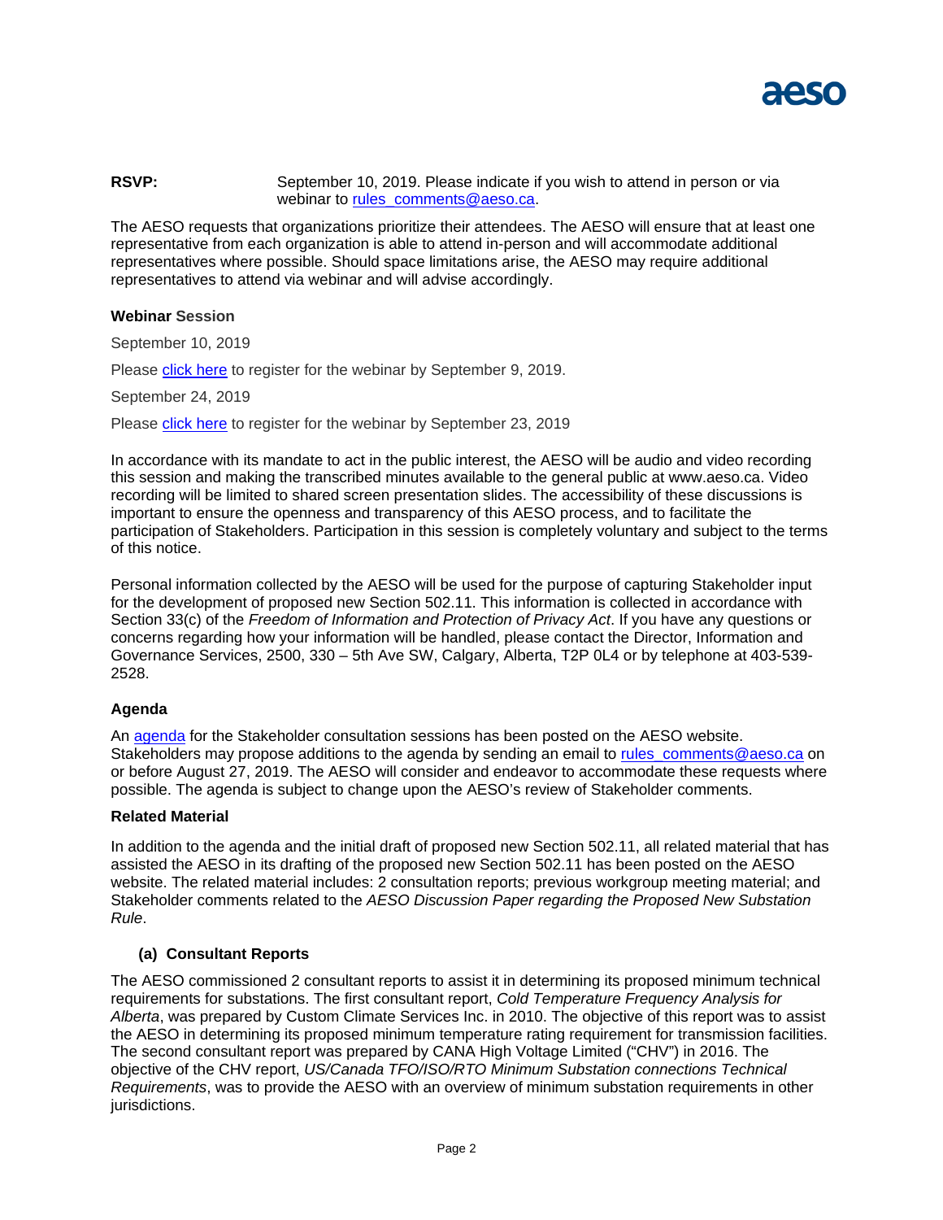**RSVP:** September 10, 2019. Please indicate if you wish to attend in person or via webinar to rules_comments@aeso.ca.

The AESO requests that organizations prioritize their attendees. The AESO will ensure that at least one representative from each organization is able to attend in-person and will accommodate additional representatives where possible. Should space limitations arise, the AESO may require additional representatives to attend via webinar and will advise accordingly.

### Webinar Session

September 10, 2019

Please click here to register for the webinar by September 9, 2019.

September 24, 2019

Please click here to register for the webinar by September 23, 2019

In accordance with its mandate to act in the public interest, the AESO will be audio and video recording this session and making the transcribed minutes available to the general public at www.aeso.ca. Video recording will be limited to shared screen presentation slides. The accessibility of these discussions is important to ensure the openness and transparency of this AESO process, and to facilitate the participation of Stakeholders. Participation in this session is completely voluntary and subject to the terms of this notice.

Personal information collected by the AESO will be used for the purpose of capturing Stakeholder input for the development of proposed new Section 502.11. This information is collected in accordance with Section 33(c) of the *Freedom of Information and Protection of Privacy Act*. If you have any questions or concerns regarding how your information will be handled, please contact the Director, Information and Governance Services, 2500, 330 – 5th Ave SW, Calgary, Alberta, T2P 0L4 or by telephone at 403-539-2528.

### Agenda

An agenda for the Stakeholder consultation sessions has been posted on the AESO website. Stakeholders may propose additions to the agenda by sending an email to rules_comments@aeso.ca on or before August 27, 2019. The AESO will consider and endeavor to accommodate these requests where possible. The agenda is subject to change upon the AESO's review of Stakeholder comments.

### Related Material

In addition to the agenda and the initial draft of proposed new Section 502.11, all related material that has assisted the AESO in its drafting of the proposed new Section 502.11 has been posted on the AESO website. The related material includes: 2 consultation reports; previous workgroup meeting material; and Stakeholder comments related to the *AESO Discussion Paper regarding the Proposed New Substation Rule*.

#### (a) Consultant Reports

The AESO commissioned 2 consultant reports to assist it in determining its proposed minimum technical requirements for substations. The first consultant report, *Cold Temperature Frequency Analysis for Alberta*, was prepared by Custom Climate Services Inc. in 2010. The objective of this report was to assist the AESO in determining its proposed minimum temperature rating requirement for transmission facilities. The second consultant report was prepared by CANA High Voltage Limited ("CHV") in 2016. The objective of the CHV report, *US/Canada TFO/ISO/RTO Minimum Substation connections Technical Requirements*, was to provide the AESO with an overview of minimum substation requirements in other jurisdictions.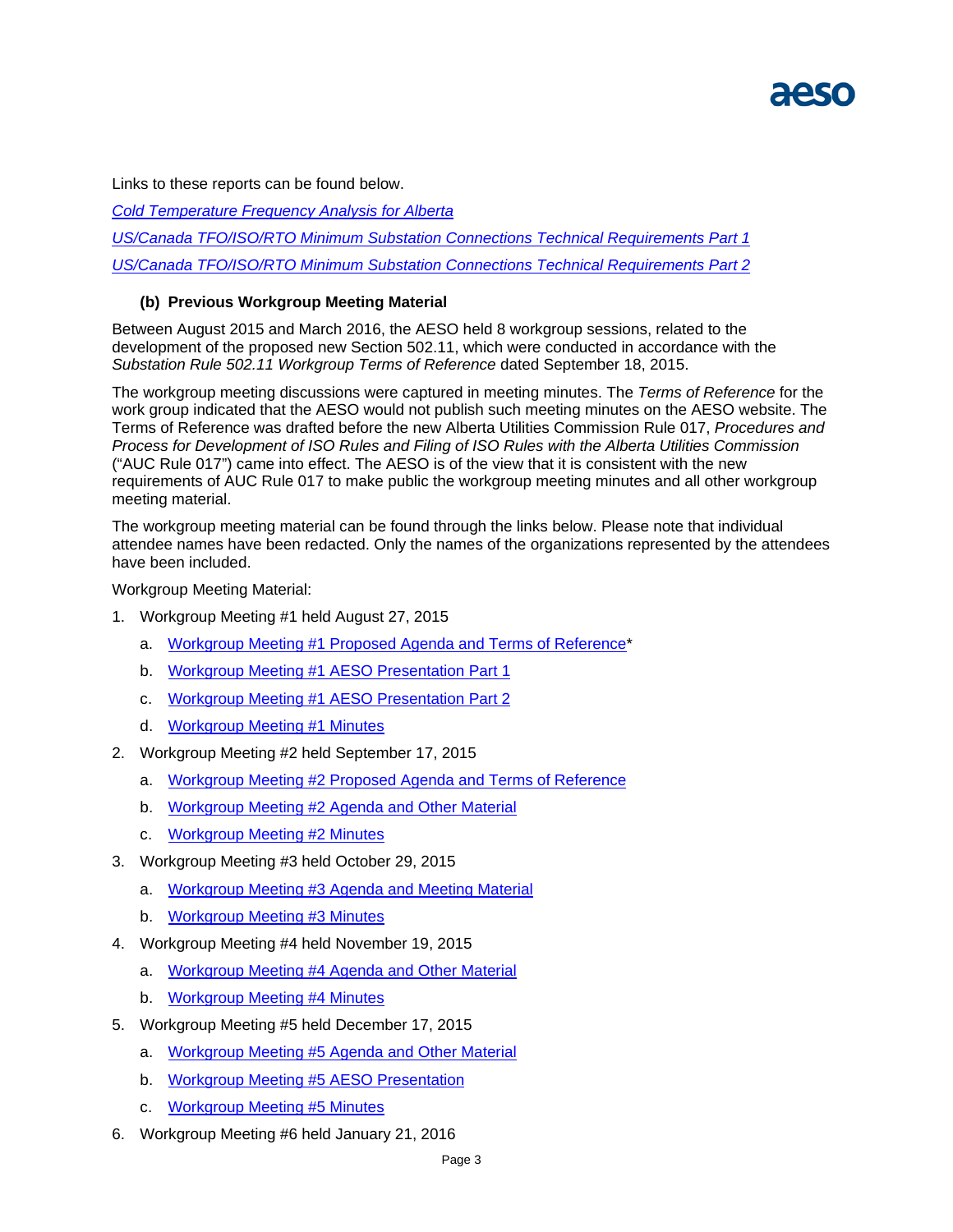Links to these reports can be found below.

*Cold Temperature Frequency Analysis for Alberta*

*US/Canada TFO/ISO/RTO Minimum Substation Connections Technical Requirements Part 1*

*US/Canada TFO/ISO/RTO Minimum Substation Connections Technical Requirements Part 2*

### (b) Previous Workgroup Meeting Material

Between August 2015 and March 2016, the AESO held 8 workgroup sessions, related to the development of the proposed new Section 502.11, which were conducted in accordance with the *Substation Rule 502.11 Workgroup Terms of Reference* dated September 18, 2015.

The workgroup meeting discussions were captured in meeting minutes. The *Terms of Reference* for the work group indicated that the AESO would not publish such meeting minutes on the AESO website. The Terms of Reference was drafted before the new Alberta Utilities Commission Rule 017, *Procedures and Process for Development of ISO Rules and Filing of ISO Rules with the Alberta Utilities Commission* ("AUC Rule 017") came into effect. The AESO is of the view that it is consistent with the new requirements of AUC Rule 017 to make public the workgroup meeting minutes and all other workgroup meeting material.

The workgroup meeting material can be found through the links below. Please note that individual attendee names have been redacted. Only the names of the organizations represented by the attendees have been included.

Workgroup Meeting Material:

1. Workgroup Meeting #1 held August 27, 2015
   a. Workgroup Meeting #1 Proposed Agenda and Terms of Reference*
   b. Workgroup Meeting #1 AESO Presentation Part 1
   c. Workgroup Meeting #1 AESO Presentation Part 2
   d. Workgroup Meeting #1 Minutes
2. Workgroup Meeting #2 held September 17, 2015
   a. Workgroup Meeting #2 Proposed Agenda and Terms of Reference
   b. Workgroup Meeting #2 Agenda and Other Material
   c. Workgroup Meeting #2 Minutes
3. Workgroup Meeting #3 held October 29, 2015
   a. Workgroup Meeting #3 Agenda and Meeting Material
   b. Workgroup Meeting #3 Minutes
4. Workgroup Meeting #4 held November 19, 2015
   a. Workgroup Meeting #4 Agenda and Other Material
   b. Workgroup Meeting #4 Minutes
5. Workgroup Meeting #5 held December 17, 2015
   a. Workgroup Meeting #5 Agenda and Other Material
   b. Workgroup Meeting #5 AESO Presentation
   c. Workgroup Meeting #5 Minutes
6. Workgroup Meeting #6 held January 21, 2016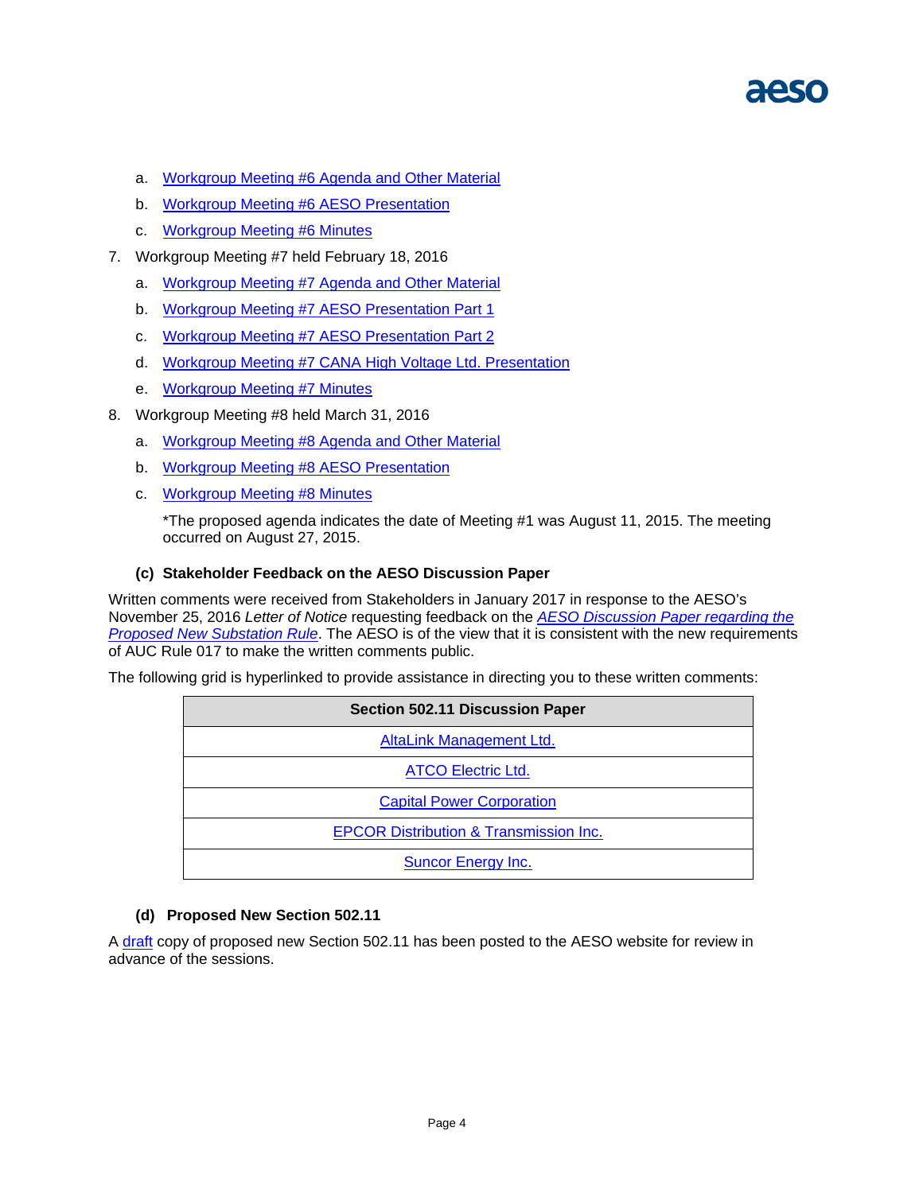a. Workgroup Meeting #6 Agenda and Other Material
   b. Workgroup Meeting #6 AESO Presentation
   c. Workgroup Meeting #6 Minutes

7. Workgroup Meeting #7 held February 18, 2016
   a. Workgroup Meeting #7 Agenda and Other Material
   b. Workgroup Meeting #7 AESO Presentation Part 1
   c. Workgroup Meeting #7 AESO Presentation Part 2
   d. Workgroup Meeting #7 CANA High Voltage Ltd. Presentation
   e. Workgroup Meeting #7 Minutes

8. Workgroup Meeting #8 held March 31, 2016
   a. Workgroup Meeting #8 Agenda and Other Material
   b. Workgroup Meeting #8 AESO Presentation
   c. Workgroup Meeting #8 Minutes

   *The proposed agenda indicates the date of Meeting #1 was August 11, 2015. The meeting occurred on August 27, 2015.

### (c) Stakeholder Feedback on the AESO Discussion Paper

Written comments were received from Stakeholders in January 2017 in response to the AESO's November 25, 2016 *Letter of Notice* requesting feedback on the *AESO Discussion Paper regarding the Proposed New Substation Rule*. The AESO is of the view that it is consistent with the new requirements of AUC Rule 017 to make the written comments public.

The following grid is hyperlinked to provide assistance in directing you to these written comments:

| Section 502.11 Discussion Paper |
|---|
| AltaLink Management Ltd. |
| ATCO Electric Ltd. |
| Capital Power Corporation |
| EPCOR Distribution & Transmission Inc. |
| Suncor Energy Inc. |

### (d) Proposed New Section 502.11

A draft copy of proposed new Section 502.11 has been posted to the AESO website for review in advance of the sessions.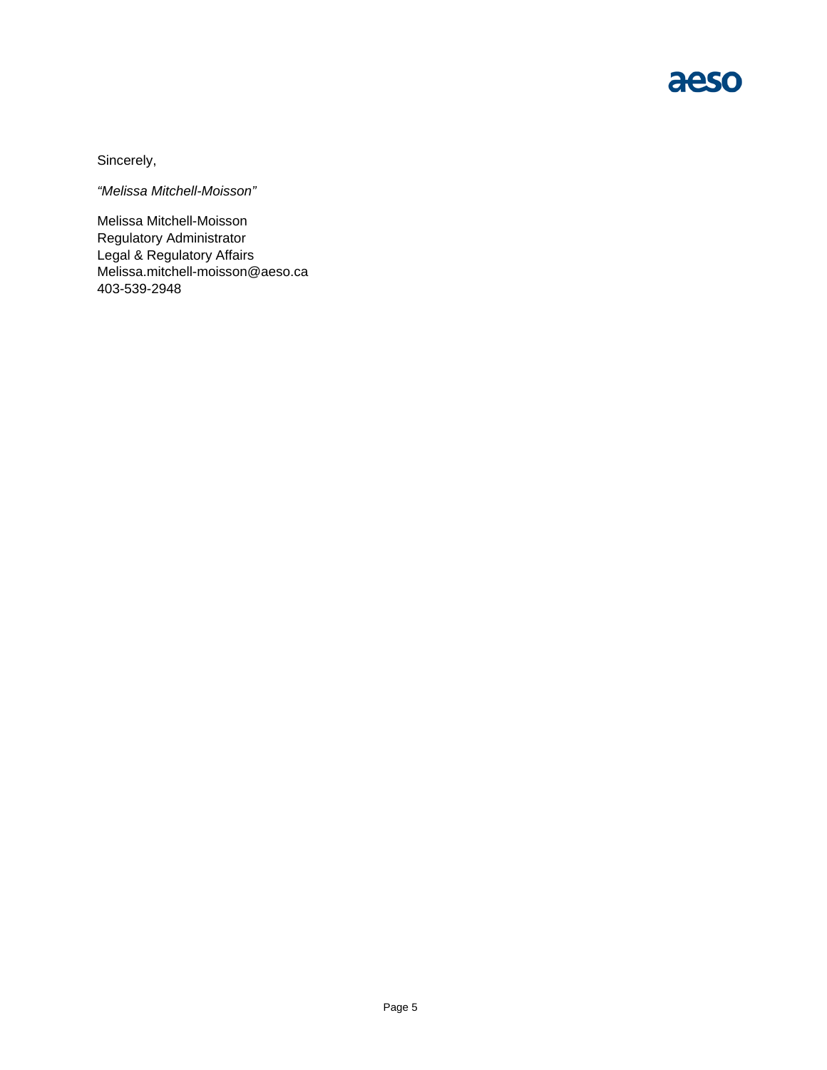Sincerely,

*"Melissa Mitchell-Moisson"*

Melissa Mitchell-Moisson
Regulatory Administrator
Legal & Regulatory Affairs
Melissa.mitchell-moisson@aeso.ca
403-539-2948